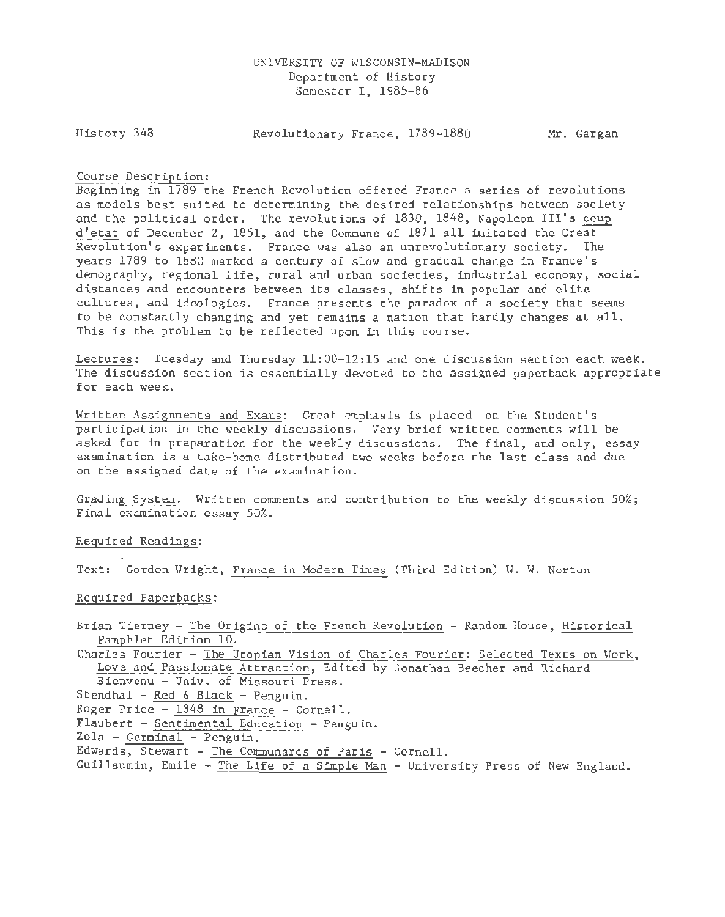UNIVERSITY OF WISCONSIN-MADISON
Department of History
Semester I, 1985-86

History 348 — Revolutionary France, 1789-1880 — Mr. Gargan

Course Description:
Beginning in 1789 the French Revolution offered France a series of revolutions as models best suited to determining the desired relationships between society and the political order. The revolutions of 1830, 1848, Napoleon III's coup d'etat of December 2, 1851, and the Commune of 1871 all imitated the Great Revolution's experiments. France was also an unrevolutionary society. The years 1789 to 1880 marked a century of slow and gradual change in France's demography, regional life, rural and urban societies, industrial economy, social distances and encounters between its classes, shifts in popular and elite cultures, and ideologies. France presents the paradox of a society that seems to be constantly changing and yet remains a nation that hardly changes at all. This is the problem to be reflected upon in this course.

Lectures: Tuesday and Thursday 11:00-12:15 and one discussion section each week. The discussion section is essentially devoted to the assigned paperback appropriate for each week.

Written Assignments and Exams: Great emphasis is placed on the Student's participation in the weekly discussions. Very brief written comments will be asked for in preparation for the weekly discussions. The final, and only, essay examination is a take-home distributed two weeks before the last class and due on the assigned date of the examination.

Grading System: Written comments and contribution to the weekly discussion 50%; Final examination essay 50%.

Required Readings:

Text: Gordon Wright, France in Modern Times (Third Edition) W. W. Norton

Required Paperbacks:

Brian Tierney - The Origins of the French Revolution - Random House, Historical Pamphlet Edition 10.
Charles Fourier - The Utopian Vision of Charles Fourier: Selected Texts on Work, Love and Passionate Attraction, Edited by Jonathan Beecher and Richard Bienvenu - Univ. of Missouri Press.
Stendhal - Red & Black - Penguin.
Roger Price - 1848 in France - Cornell.
Flaubert - Sentimental Education - Penguin.
Zola - Germinal - Penguin.
Edwards, Stewart - The Communards of Paris - Cornell.
Guillaumin, Emile - The Life of a Simple Man - University Press of New England.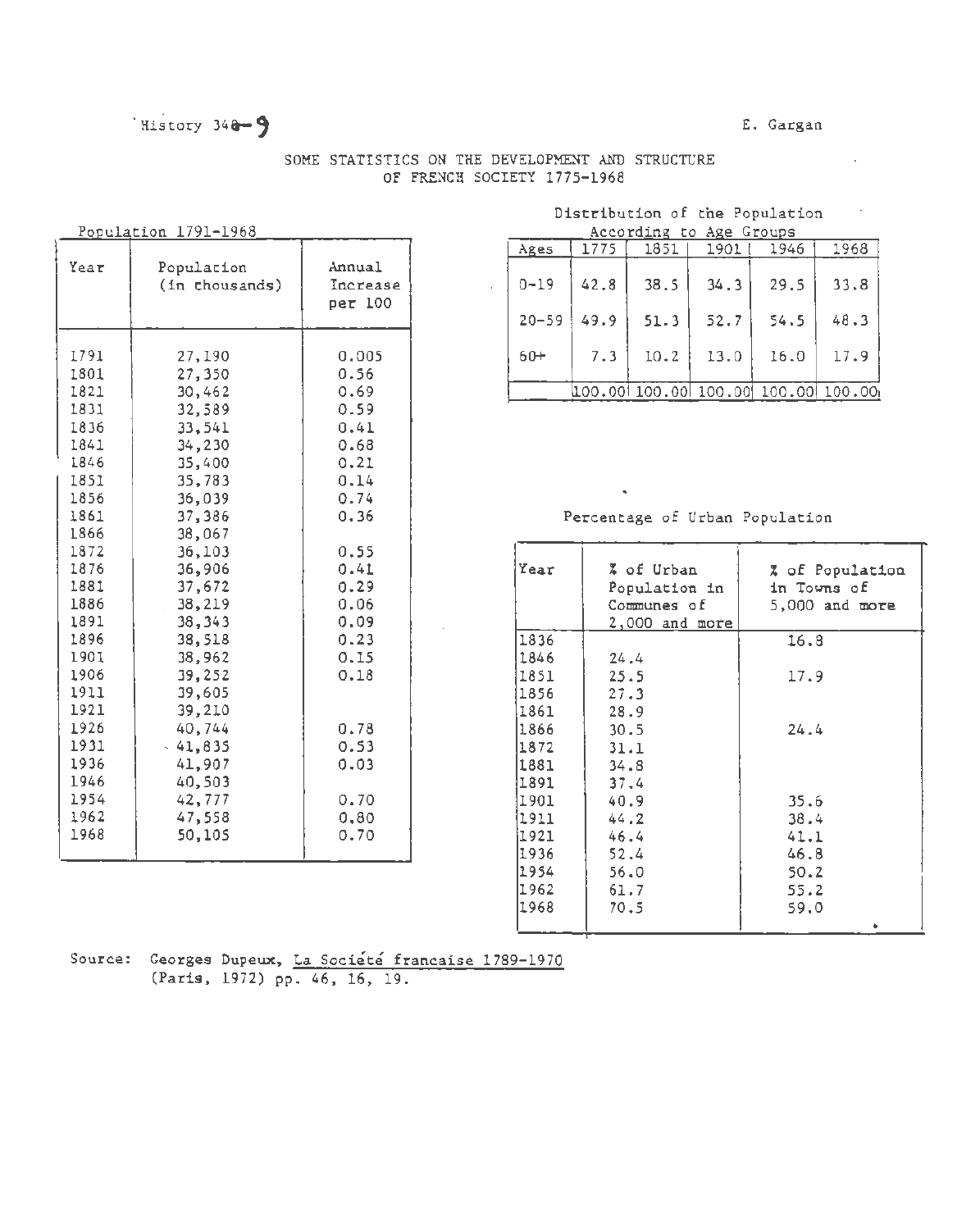History 348-9

E. Gargan

# SOME STATISTICS ON THE DEVELOPMENT AND STRUCTURE OF FRENCH SOCIETY 1775-1968

## Population 1791-1968

| Year | Population (in thousands) | Annual Increase per 100 |
|---|---|---|
| 1791 | 27,190 | 0.005 |
| 1801 | 27,350 | 0.56 |
| 1821 | 30,462 | 0.69 |
| 1831 | 32,589 | 0.59 |
| 1836 | 33,541 | 0.41 |
| 1841 | 34,230 | 0.68 |
| 1846 | 35,400 | 0.21 |
| 1851 | 35,783 | 0.14 |
| 1856 | 36,039 | 0.74 |
| 1861 | 37,386 | 0.36 |
| 1866 | 38,067 | |
| 1872 | 36,103 | 0.55 |
| 1876 | 36,906 | 0.41 |
| 1881 | 37,672 | 0.29 |
| 1886 | 38,219 | 0.06 |
| 1891 | 38,343 | 0.09 |
| 1896 | 38,518 | 0.23 |
| 1901 | 38,962 | 0.15 |
| 1906 | 39,252 | 0.18 |
| 1911 | 39,605 | |
| 1921 | 39,210 | |
| 1926 | 40,744 | 0.78 |
| 1931 | 41,835 | 0.53 |
| 1936 | 41,907 | 0.03 |
| 1946 | 40,503 | |
| 1954 | 42,777 | 0.70 |
| 1962 | 47,558 | 0.80 |
| 1968 | 50,105 | 0.70 |

## Distribution of the Population According to Age Groups

| Ages | 1775 | 1851 | 1901 | 1946 | 1968 |
|---|---|---|---|---|---|
| 0-19 | 42.8 | 38.5 | 34.3 | 29.5 | 33.8 |
| 20-59 | 49.9 | 51.3 | 52.7 | 54.5 | 48.3 |
| 60+ | 7.3 | 10.2 | 13.0 | 16.0 | 17.9 |
| | 100.00 | 100.00 | 100.00 | 100.00 | 100.00 |

## Percentage of Urban Population

| Year | % of Urban Population in Communes of 2,000 and more | % of Population in Towns of 5,000 and more |
|---|---|---|
| 1836 | | 16.8 |
| 1846 | 24.4 | |
| 1851 | 25.5 | 17.9 |
| 1856 | 27.3 | |
| 1861 | 28.9 | |
| 1866 | 30.5 | 24.4 |
| 1872 | 31.1 | |
| 1881 | 34.8 | |
| 1891 | 37.4 | |
| 1901 | 40.9 | 35.6 |
| 1911 | 44.2 | 38.4 |
| 1921 | 46.4 | 41.1 |
| 1936 | 52.4 | 46.8 |
| 1954 | 56.0 | 50.2 |
| 1962 | 61.7 | 55.2 |
| 1968 | 70.5 | 59.0 |

Source: Georges Dupeux, La Société francaise 1789-1970 (Paris, 1972) pp. 46, 16, 19.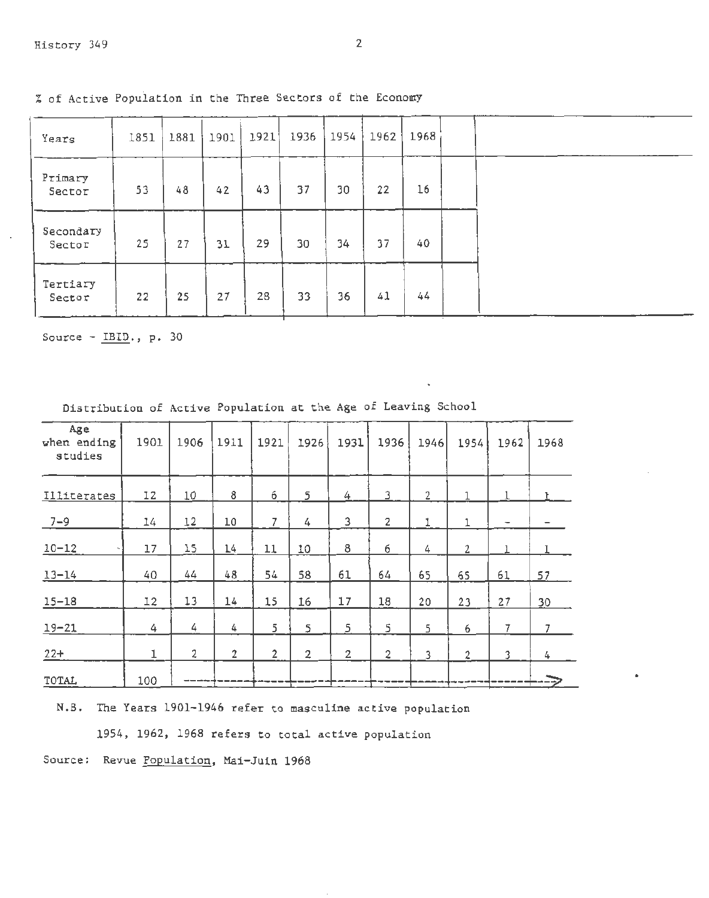% of Active Population in the Three Sectors of the Economy

| Years | 1851 | 1881 | 1901 | 1921 | 1936 | 1954 | 1962 | 1968 |
|---|---|---|---|---|---|---|---|---|
| Primary Sector | 53 | 48 | 42 | 43 | 37 | 30 | 22 | 16 |
| Secondary Sector | 25 | 27 | 31 | 29 | 30 | 34 | 37 | 40 |
| Tertiary Sector | 22 | 25 | 27 | 28 | 33 | 36 | 41 | 44 |

Source - IBID., p. 30

Distribution of Active Population at the Age of Leaving School

| Age when ending studies | 1901 | 1906 | 1911 | 1921 | 1926 | 1931 | 1936 | 1946 | 1954 | 1962 | 1968 |
|---|---|---|---|---|---|---|---|---|---|---|---|
| Illiterates | 12 | 10 | 8 | 6 | 5 | 4 | 3 | 2 | 1 | 1 | 1 |
| 7-9 | 14 | 12 | 10 | 7 | 4 | 3 | 2 | 1 | 1 | - | - |
| 10-12 | 17 | 15 | 14 | 11 | 10 | 8 | 6 | 4 | 2 | 1 | 1 |
| 13-14 | 40 | 44 | 48 | 54 | 58 | 61 | 64 | 65 | 65 | 61 | 57 |
| 15-18 | 12 | 13 | 14 | 15 | 16 | 17 | 18 | 20 | 23 | 27 | 30 |
| 19-21 | 4 | 4 | 4 | 5 | 5 | 5 | 5 | 5 | 6 | 7 | 7 |
| 22+ | 1 | 2 | 2 | 2 | 2 | 2 | 2 | 3 | 2 | 3 | 4 |
| TOTAL | 100 | → | → | → | → | → | → | → | → | → | → |

N.B. The Years 1901-1946 refer to masculine active population

1954, 1962, 1968 refers to total active population

Source: Revue Population, Mai-Juin 1968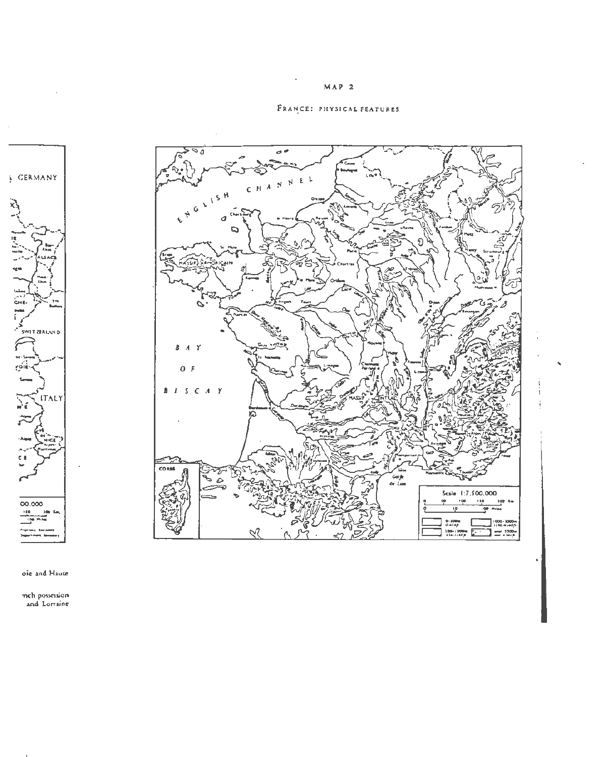MAP 2

FRANCE: PHYSICAL FEATURES

oie and Haute

nch possession
and Lorraine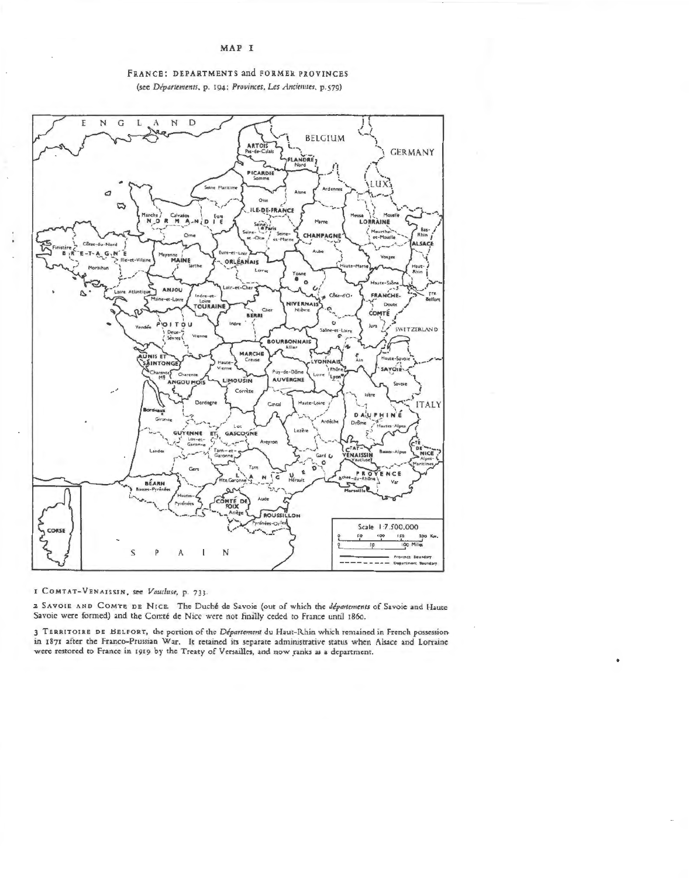# MAP I

## FRANCE: DEPARTMENTS and FORMER PROVINCES

(see *Départements*, p. 194; *Provinces, Les Anciennes*, p. 579)

1 COMTAT-VENAISSIN, see *Vaucluse*, p. 733.

2 SAVOIE AND COMTE DE NICE. The Duché de Savoie (out of which the *départements* of Savoie and Haute Savoie were formed) and the Comté de Nice were not finally ceded to France until 1860.

3 TERRITOIRE DE BELFORT, the portion of the *Département* du Haut-Rhin which remained in French possession in 1871 after the Franco-Prussian War. It retained its separate administrative status when Alsace and Lorraine were restored to France in 1919 by the Treaty of Versailles, and now ranks as a department.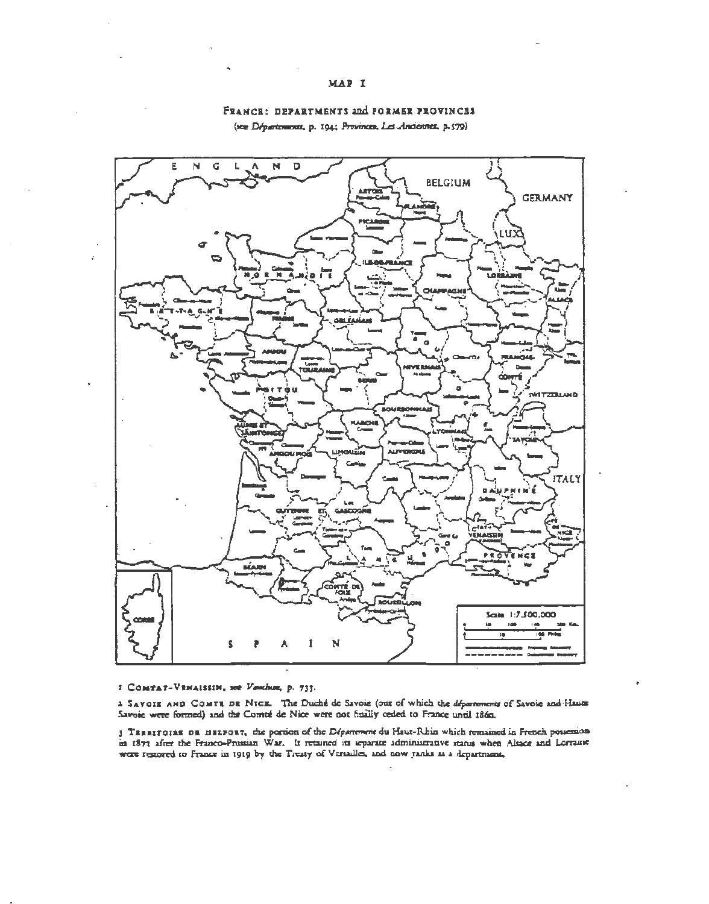MAP I

FRANCE: DEPARTMENTS and FORMER PROVINCES

(see *Départements*, p. 194; *Provinces, Les Anciennes*, p. 579)

1 COMTAT-VENAISSIN, see *Vaucluse*, p. 733.

2 SAVOIE AND COMTE DE NICE. The Duché de Savoie (out of which the *départements* of Savoie and Haute Savoie were formed) and the Comté de Nice were not finally ceded to France until 1860.

3 TERRITOIRE DE BELFORT, the portion of the *Département* du Haut-Rhin which remained in French possession in 1871 after the Franco-Prussian War. It retained its separate administrative status when Alsace and Lorraine were restored to France in 1919 by the Treaty of Versailles, and now ranks as a department.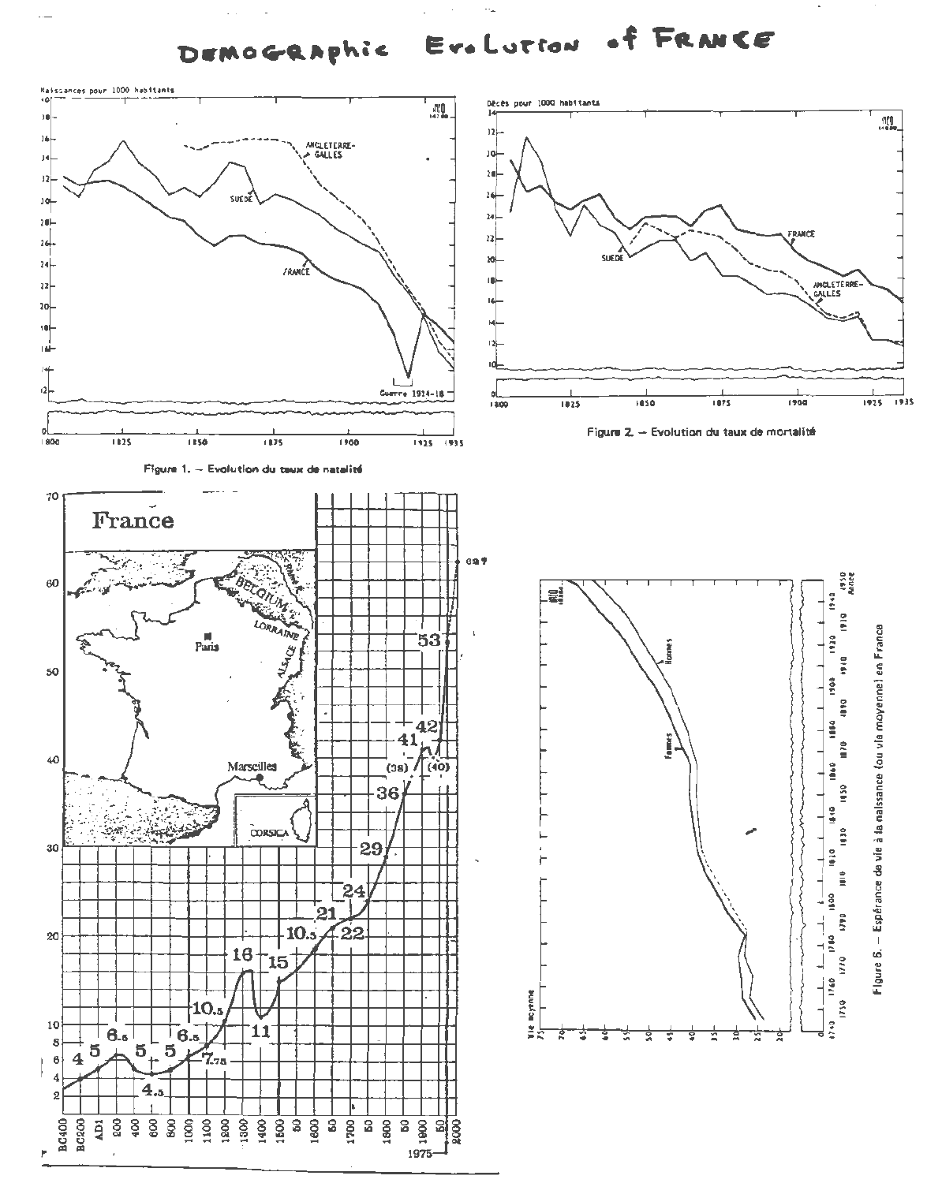# DEMOGRAPHIC EVOLUTION of FRANCE

Naissances pour 1000 habitants

ANGLETERRE-GALLES

SUEDE

FRANCE

Guerre 1914-18

1800 1825 1850 1875 1900 1925 1935

Figure 1. – Evolution du taux de natalité

Décès pour 1000 habitants

FRANCE

SUEDE

ANGLETERRE-GALLES

1800 1825 1850 1875 1900 1925 1935

Figure 2. – Evolution du taux de mortalité

France

BELGIUM

LORRAINE

ALSACE

Paris

Marseilles

CORSICA

4 5 6.5 5 4.5 5 6.5 7.75 10.5 16 11 15 10.5 21 22 24 29 36 41 (38) 42 (40) 53 62.7

BC400 BC200 AD1 200 400 600 800 1000 1100 1200 1300 1400 1500 50 1600 50 1700 50 1800 50 1900 50 2000

1975

Hommes

Femmes

Vie moyenne

Année

Figure 5. – Espérance de vie à la naissance (ou vie moyenne) en France